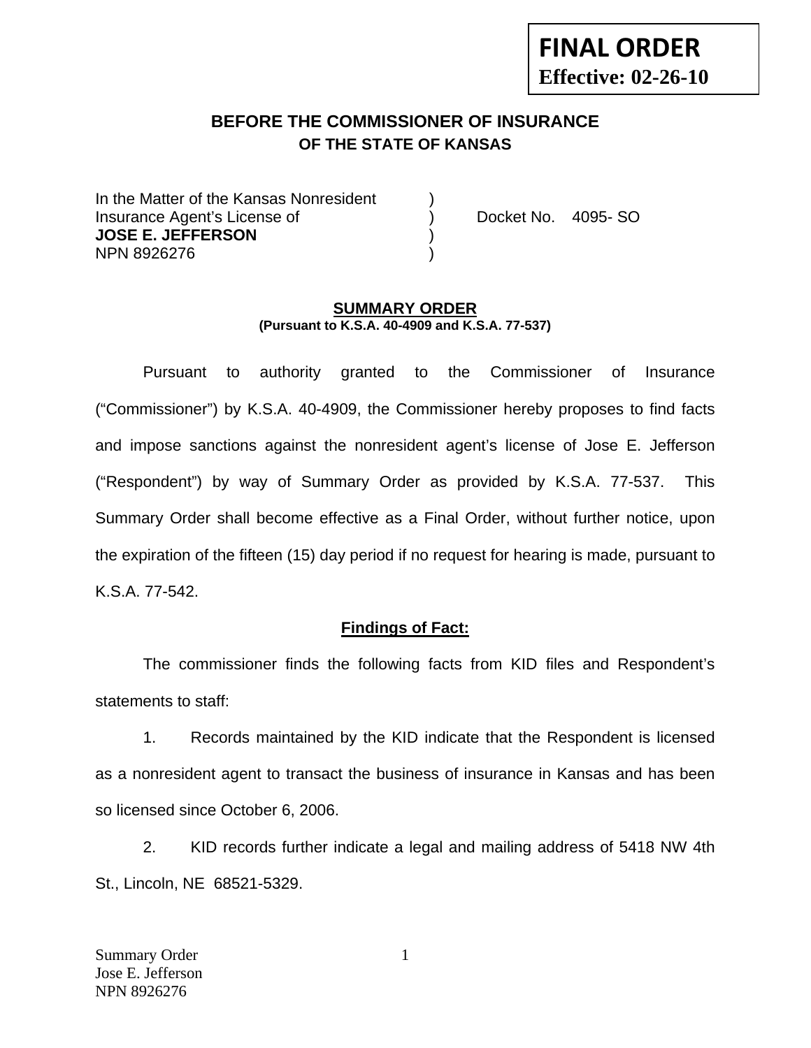**FINAL ORDER**
**Effective: 02-26-10**

## BEFORE THE COMMISSIONER OF INSURANCE
### OF THE STATE OF KANSAS

| | | |
|---|---|---|
| In the Matter of the Kansas Nonresident | ) | |
| Insurance Agent's License of | ) | Docket No. 4095- SO |
| **JOSE E. JEFFERSON** | ) | |
| NPN 8926276 | ) | |

### SUMMARY ORDER
**(Pursuant to K.S.A. 40-4909 and K.S.A. 77-537)**

Pursuant to authority granted to the Commissioner of Insurance ("Commissioner") by K.S.A. 40-4909, the Commissioner hereby proposes to find facts and impose sanctions against the nonresident agent's license of Jose E. Jefferson ("Respondent") by way of Summary Order as provided by K.S.A. 77-537. This Summary Order shall become effective as a Final Order, without further notice, upon the expiration of the fifteen (15) day period if no request for hearing is made, pursuant to K.S.A. 77-542.

### Findings of Fact:

The commissioner finds the following facts from KID files and Respondent's statements to staff:

1. Records maintained by the KID indicate that the Respondent is licensed as a nonresident agent to transact the business of insurance in Kansas and has been so licensed since October 6, 2006.

2. KID records further indicate a legal and mailing address of 5418 NW 4th St., Lincoln, NE 68521-5329.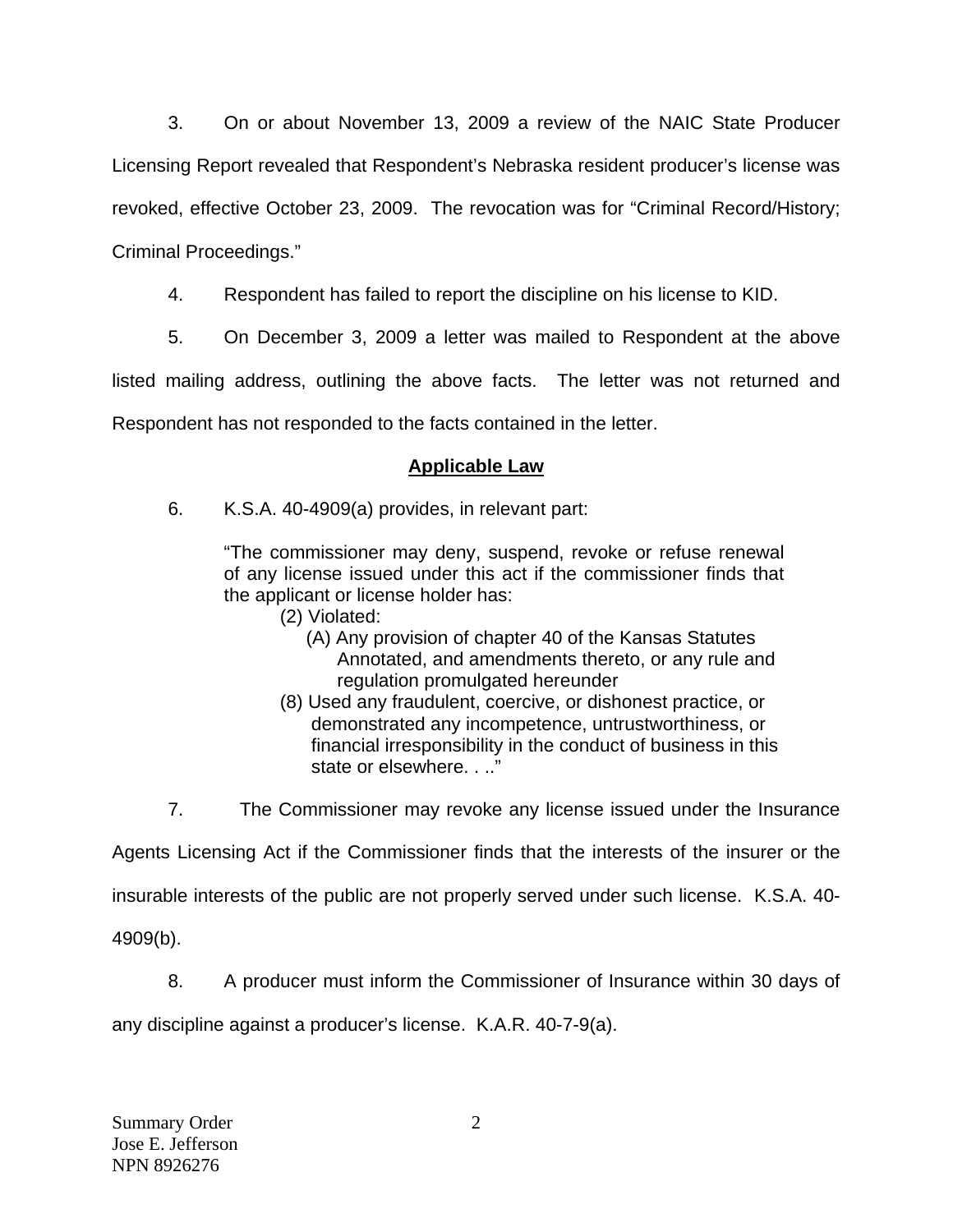3. On or about November 13, 2009 a review of the NAIC State Producer Licensing Report revealed that Respondent's Nebraska resident producer's license was revoked, effective October 23, 2009. The revocation was for "Criminal Record/History; Criminal Proceedings."

4. Respondent has failed to report the discipline on his license to KID.

5. On December 3, 2009 a letter was mailed to Respondent at the above listed mailing address, outlining the above facts. The letter was not returned and Respondent has not responded to the facts contained in the letter.

**Applicable Law**

6. K.S.A. 40-4909(a) provides, in relevant part:

> "The commissioner may deny, suspend, revoke or refuse renewal of any license issued under this act if the commissioner finds that the applicant or license holder has:
>
> (2) Violated:
>
> (A) Any provision of chapter 40 of the Kansas Statutes Annotated, and amendments thereto, or any rule and regulation promulgated hereunder
>
> (8) Used any fraudulent, coercive, or dishonest practice, or demonstrated any incompetence, untrustworthiness, or financial irresponsibility in the conduct of business in this state or elsewhere. . .."

7. The Commissioner may revoke any license issued under the Insurance Agents Licensing Act if the Commissioner finds that the interests of the insurer or the insurable interests of the public are not properly served under such license. K.S.A. 40-4909(b).

8. A producer must inform the Commissioner of Insurance within 30 days of any discipline against a producer's license. K.A.R. 40-7-9(a).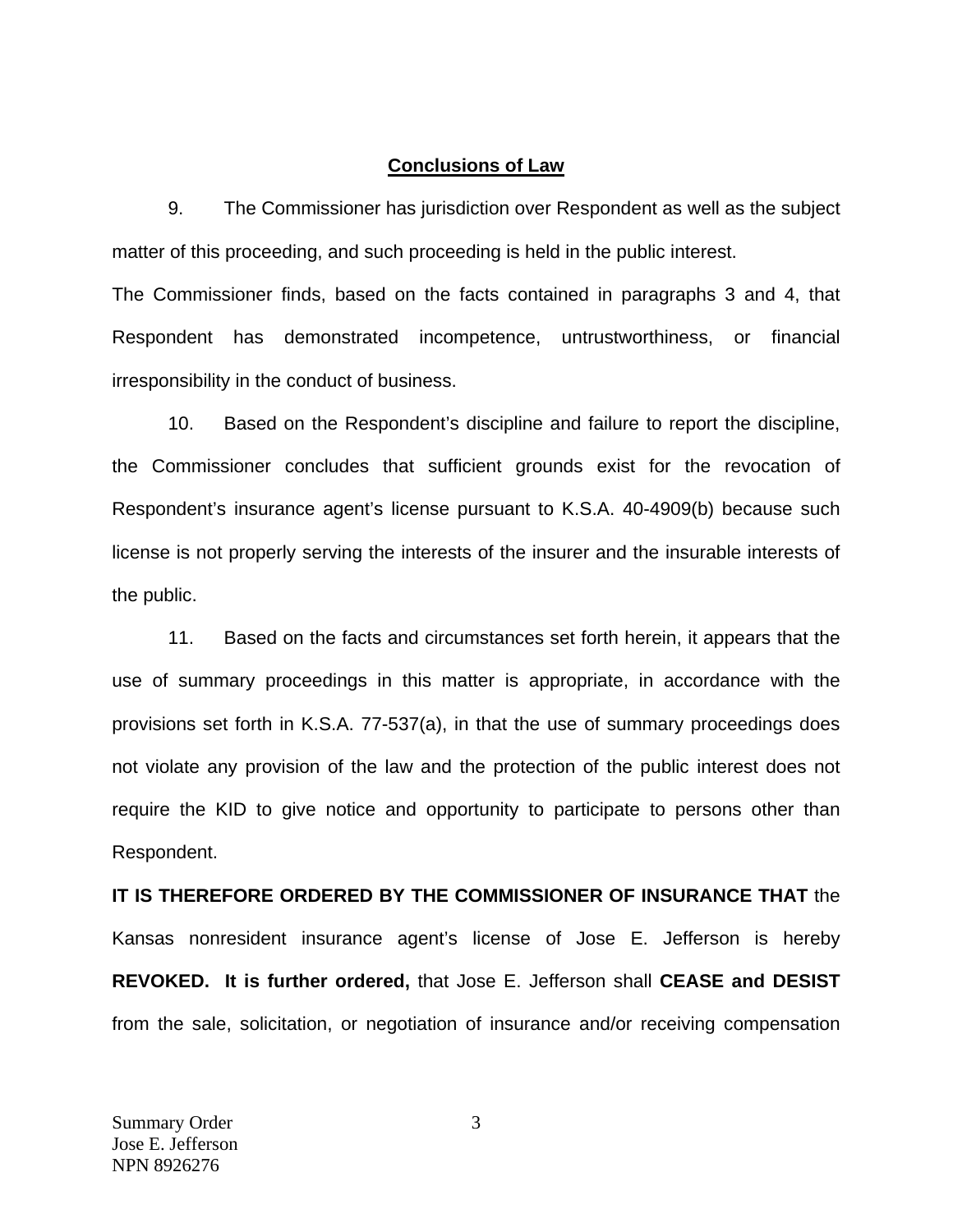## Conclusions of Law

9. The Commissioner has jurisdiction over Respondent as well as the subject matter of this proceeding, and such proceeding is held in the public interest.

The Commissioner finds, based on the facts contained in paragraphs 3 and 4, that Respondent has demonstrated incompetence, untrustworthiness, or financial irresponsibility in the conduct of business.

10. Based on the Respondent's discipline and failure to report the discipline, the Commissioner concludes that sufficient grounds exist for the revocation of Respondent's insurance agent's license pursuant to K.S.A. 40-4909(b) because such license is not properly serving the interests of the insurer and the insurable interests of the public.

11. Based on the facts and circumstances set forth herein, it appears that the use of summary proceedings in this matter is appropriate, in accordance with the provisions set forth in K.S.A. 77-537(a), in that the use of summary proceedings does not violate any provision of the law and the protection of the public interest does not require the KID to give notice and opportunity to participate to persons other than Respondent.

**IT IS THEREFORE ORDERED BY THE COMMISSIONER OF INSURANCE THAT** the Kansas nonresident insurance agent's license of Jose E. Jefferson is hereby **REVOKED.** **It is further ordered,** that Jose E. Jefferson shall **CEASE and DESIST** from the sale, solicitation, or negotiation of insurance and/or receiving compensation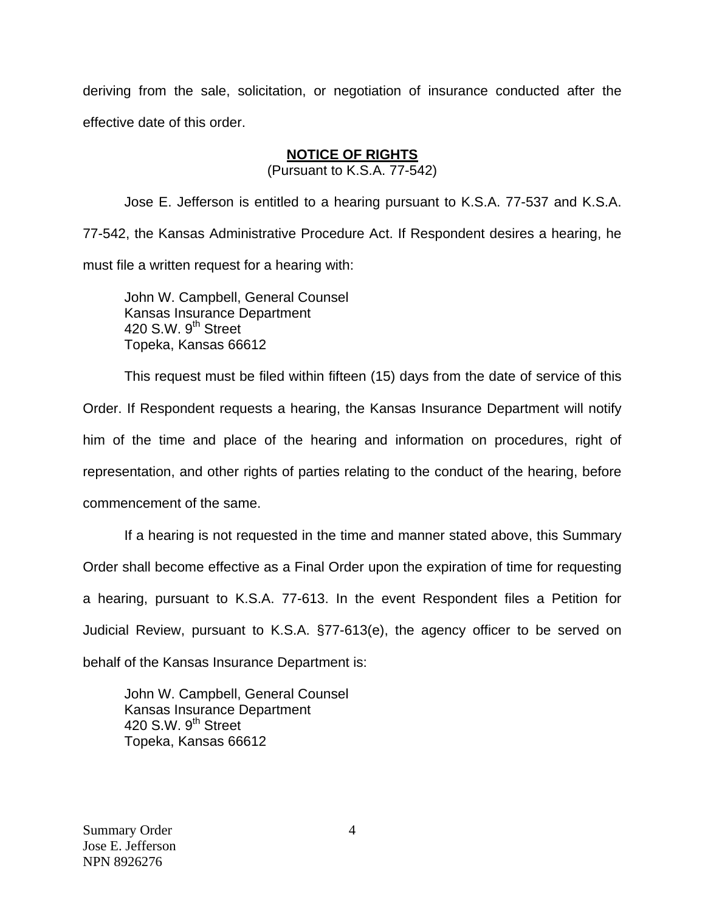deriving from the sale, solicitation, or negotiation of insurance conducted after the effective date of this order.

**NOTICE OF RIGHTS**
(Pursuant to K.S.A. 77-542)

Jose E. Jefferson is entitled to a hearing pursuant to K.S.A. 77-537 and K.S.A. 77-542, the Kansas Administrative Procedure Act. If Respondent desires a hearing, he must file a written request for a hearing with:

John W. Campbell, General Counsel
Kansas Insurance Department
420 S.W. 9th Street
Topeka, Kansas 66612

This request must be filed within fifteen (15) days from the date of service of this Order. If Respondent requests a hearing, the Kansas Insurance Department will notify him of the time and place of the hearing and information on procedures, right of representation, and other rights of parties relating to the conduct of the hearing, before commencement of the same.

If a hearing is not requested in the time and manner stated above, this Summary Order shall become effective as a Final Order upon the expiration of time for requesting a hearing, pursuant to K.S.A. 77-613. In the event Respondent files a Petition for Judicial Review, pursuant to K.S.A. §77-613(e), the agency officer to be served on behalf of the Kansas Insurance Department is:

John W. Campbell, General Counsel
Kansas Insurance Department
420 S.W. 9th Street
Topeka, Kansas 66612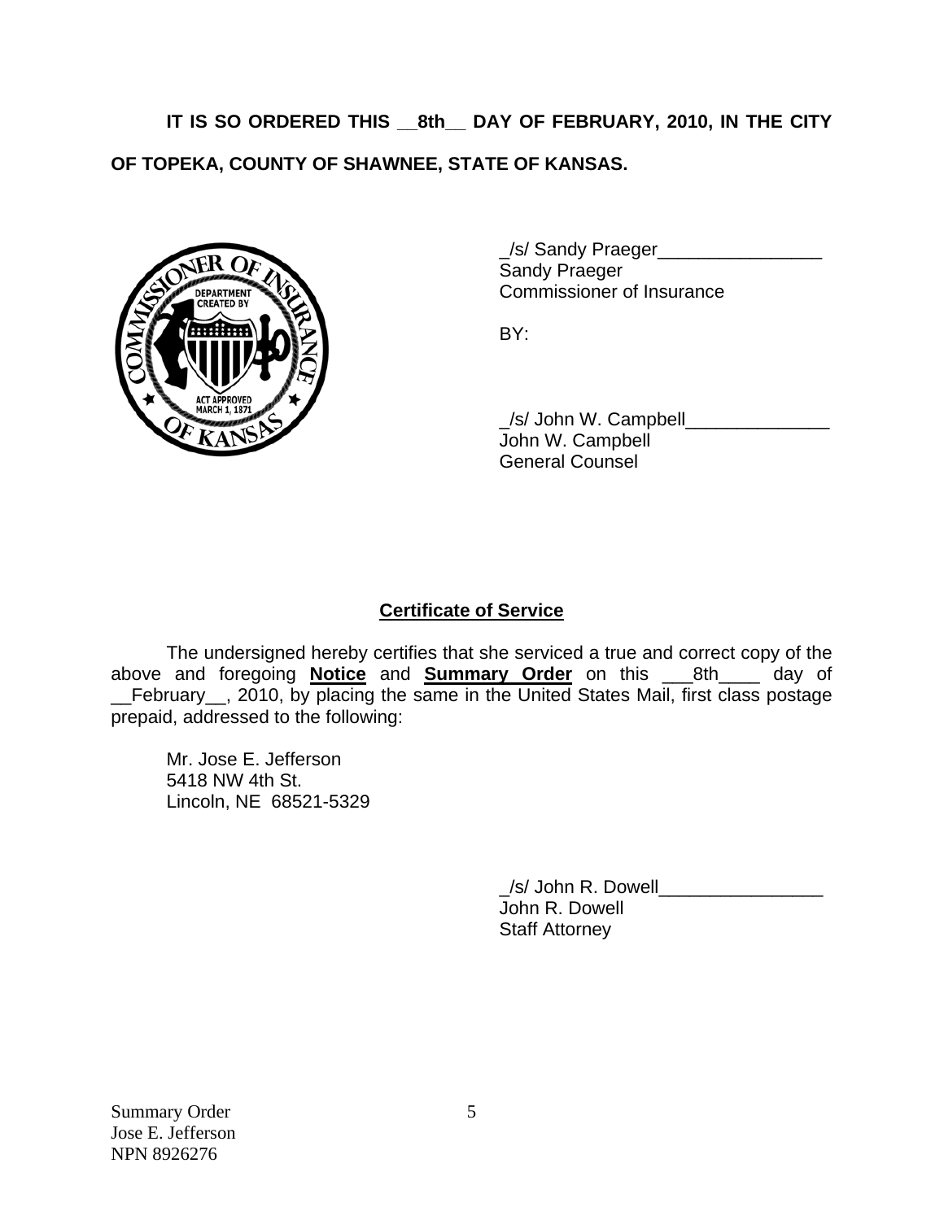**IT IS SO ORDERED THIS __8th__ DAY OF FEBRUARY, 2010, IN THE CITY OF TOPEKA, COUNTY OF SHAWNEE, STATE OF KANSAS.**

_/s/ Sandy Praeger________________
Sandy Praeger
Commissioner of Insurance

BY:

_/s/ John W. Campbell______________
John W. Campbell
General Counsel

## Certificate of Service

The undersigned hereby certifies that she serviced a true and correct copy of the above and foregoing **Notice** and **Summary Order** on this ___8th____ day of __February__, 2010, by placing the same in the United States Mail, first class postage prepaid, addressed to the following:

Mr. Jose E. Jefferson
5418 NW 4th St.
Lincoln, NE 68521-5329

_/s/ John R. Dowell________________
John R. Dowell
Staff Attorney

Summary Order
Jose E. Jefferson
NPN 8926276